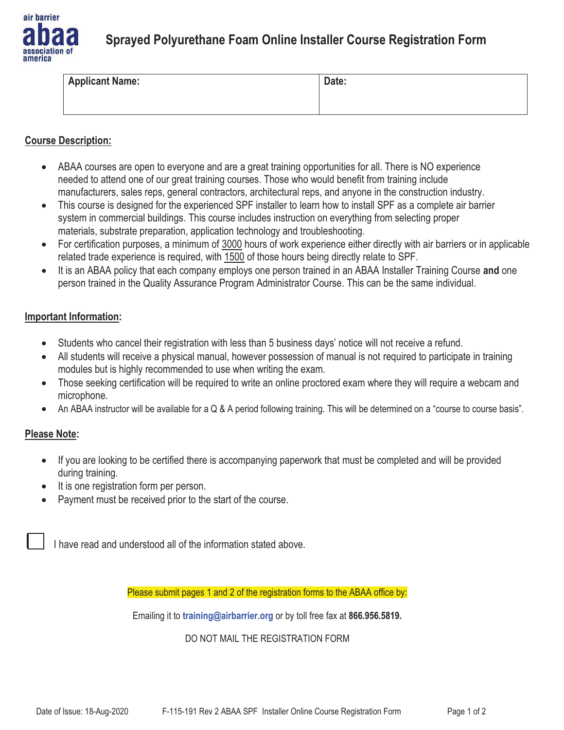air barrier abaa association of america

# Sprayed Polyurethane Foam Online Installer Course Registration Form

| Applicant Name: | Date: |
| --- | --- |
| | |

## Course Description:

- ABAA courses are open to everyone and are a great training opportunities for all. There is NO experience needed to attend one of our great training courses. Those who would benefit from training include manufacturers, sales reps, general contractors, architectural reps, and anyone in the construction industry.
- This course is designed for the experienced SPF installer to learn how to install SPF as a complete air barrier system in commercial buildings. This course includes instruction on everything from selecting proper materials, substrate preparation, application technology and troubleshooting.
- For certification purposes, a minimum of 3000 hours of work experience either directly with air barriers or in applicable related trade experience is required, with 1500 of those hours being directly relate to SPF.
- It is an ABAA policy that each company employs one person trained in an ABAA Installer Training Course **and** one person trained in the Quality Assurance Program Administrator Course. This can be the same individual.

## Important Information:

- Students who cancel their registration with less than 5 business days' notice will not receive a refund.
- All students will receive a physical manual, however possession of manual is not required to participate in training modules but is highly recommended to use when writing the exam.
- Those seeking certification will be required to write an online proctored exam where they will require a webcam and microphone.
- An ABAA instructor will be available for a Q & A period following training. This will be determined on a "course to course basis".

## Please Note:

- If you are looking to be certified there is accompanying paperwork that must be completed and will be provided during training.
- It is one registration form per person.
- Payment must be received prior to the start of the course.

☐ I have read and understood all of the information stated above.

Please submit pages 1 and 2 of the registration forms to the ABAA office by:

Emailing it to **training@airbarrier.org** or by toll free fax at **866.956.5819.**

DO NOT MAIL THE REGISTRATION FORM

Date of Issue: 18-Aug-2020 F-115-191 Rev 2 ABAA SPF Installer Online Course Registration Form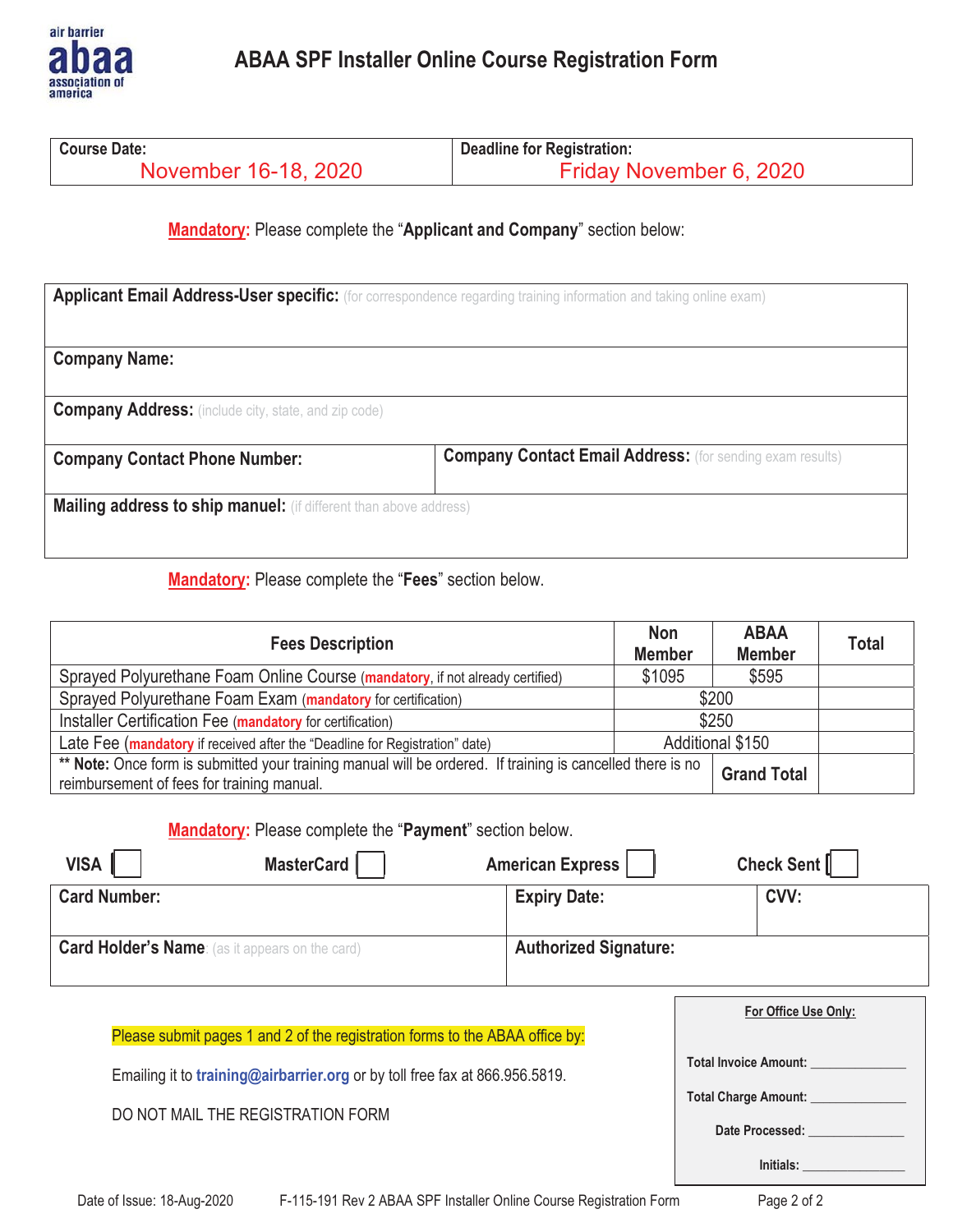air barrier abaa association of america

# ABAA SPF Installer Online Course Registration Form

| Course Date: | Deadline for Registration: |
|---|---|
| November 16-18, 2020 | Friday November 6, 2020 |

**Mandatory:** Please complete the "**Applicant and Company**" section below:

| | |
|---|---|
| **Applicant Email Address-User specific:** (for correspondence regarding training information and taking online exam) | |
| **Company Name:** | |
| **Company Address:** (include city, state, and zip code) | |
| **Company Contact Phone Number:** | **Company Contact Email Address:** (for sending exam results) |
| **Mailing address to ship manuel:** (if different than above address) | |

**Mandatory:** Please complete the "**Fees**" section below.

| Fees Description | Non Member | ABAA Member | Total |
|---|---|---|---|
| Sprayed Polyurethane Foam Online Course (**mandatory**, if not already certified) | $1095 | $595 | |
| Sprayed Polyurethane Foam Exam (**mandatory** for certification) | $200 | | |
| Installer Certification Fee (**mandatory** for certification) | $250 | | |
| Late Fee (**mandatory** if received after the "Deadline for Registration" date) | Additional $150 | | |
| ** **Note:** Once form is submitted your training manual will be ordered. If training is cancelled there is no reimbursement of fees for training manual. | | **Grand Total** | |

**Mandatory:** Please complete the "**Payment**" section below.

**VISA** ☐ **MasterCard** ☐ **American Express** ☐ **Check Sent** ☐

| | | |
|---|---|---|
| **Card Number:** | **Expiry Date:** | **CVV:** |
| **Card Holder's Name**: (as it appears on the card) | **Authorized Signature:** | |

Please submit pages 1 and 2 of the registration forms to the ABAA office by:

Emailing it to **training@airbarrier.org** or by toll free fax at 866.956.5819.

DO NOT MAIL THE REGISTRATION FORM

**For Office Use Only:**

**Total Invoice Amount:** ______________

**Total Charge Amount:** ______________

**Date Processed:** ______________

**Initials:** ______________

Date of Issue: 18-Aug-2020 F-115-191 Rev 2 ABAA SPF Installer Online Course Registration Form